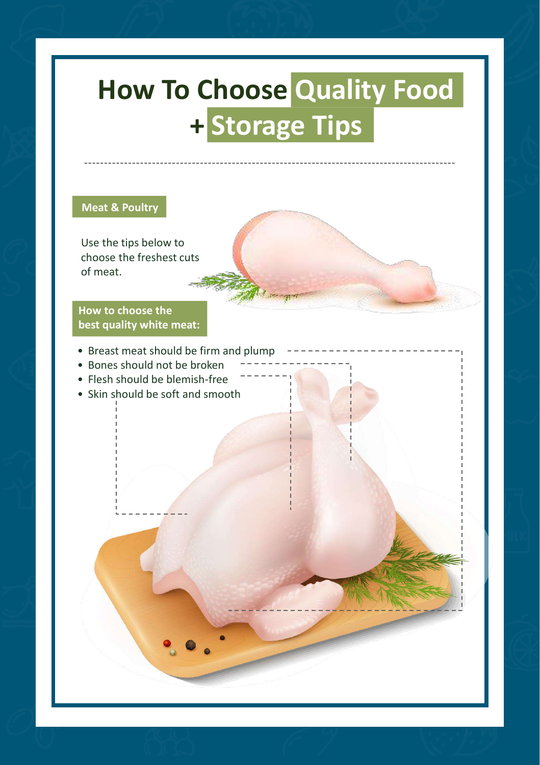# How To Choose Quality Food + Storage Tips

## Meat & Poultry

Use the tips below to choose the freshest cuts of meat.

### How to choose the best quality white meat:

- Breast meat should be firm and plump
- Bones should not be broken
- Flesh should be blemish-free
- Skin should be soft and smooth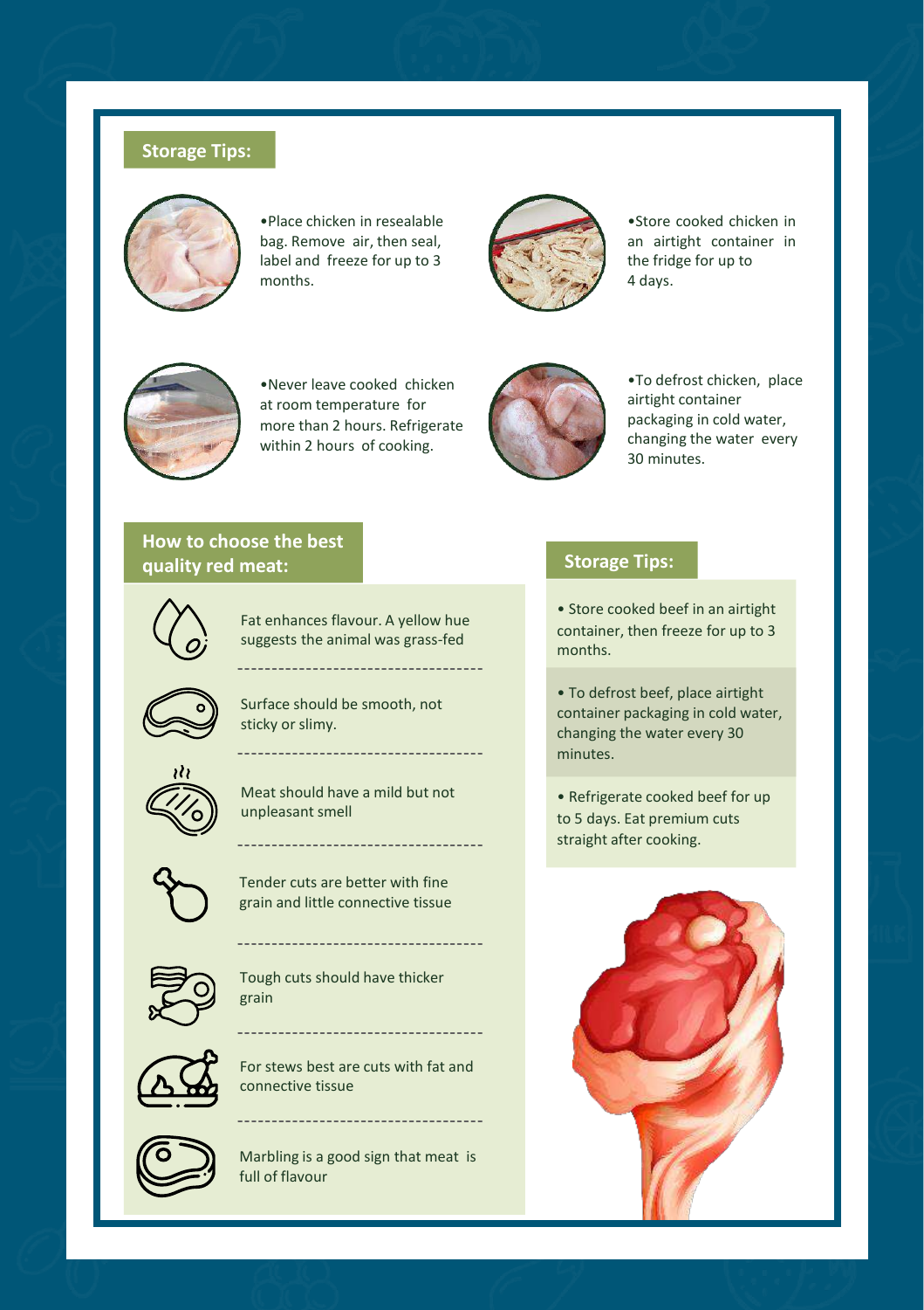## Storage Tips:

- Place chicken in resealable bag. Remove air, then seal, label and freeze for up to 3 months.
- Store cooked chicken in an airtight container in the fridge for up to 4 days.
- Never leave cooked chicken at room temperature for more than 2 hours. Refrigerate within 2 hours of cooking.
- To defrost chicken, place airtight container packaging in cold water, changing the water every 30 minutes.

## How to choose the best quality red meat:

- Fat enhances flavour. A yellow hue suggests the animal was grass-fed
- Surface should be smooth, not sticky or slimy.
- Meat should have a mild but not unpleasant smell
- Tender cuts are better with fine grain and little connective tissue
- Tough cuts should have thicker grain
- For stews best are cuts with fat and connective tissue
- Marbling is a good sign that meat is full of flavour

## Storage Tips:

- Store cooked beef in an airtight container, then freeze for up to 3 months.
- To defrost beef, place airtight container packaging in cold water, changing the water every 30 minutes.
- Refrigerate cooked beef for up to 5 days. Eat premium cuts straight after cooking.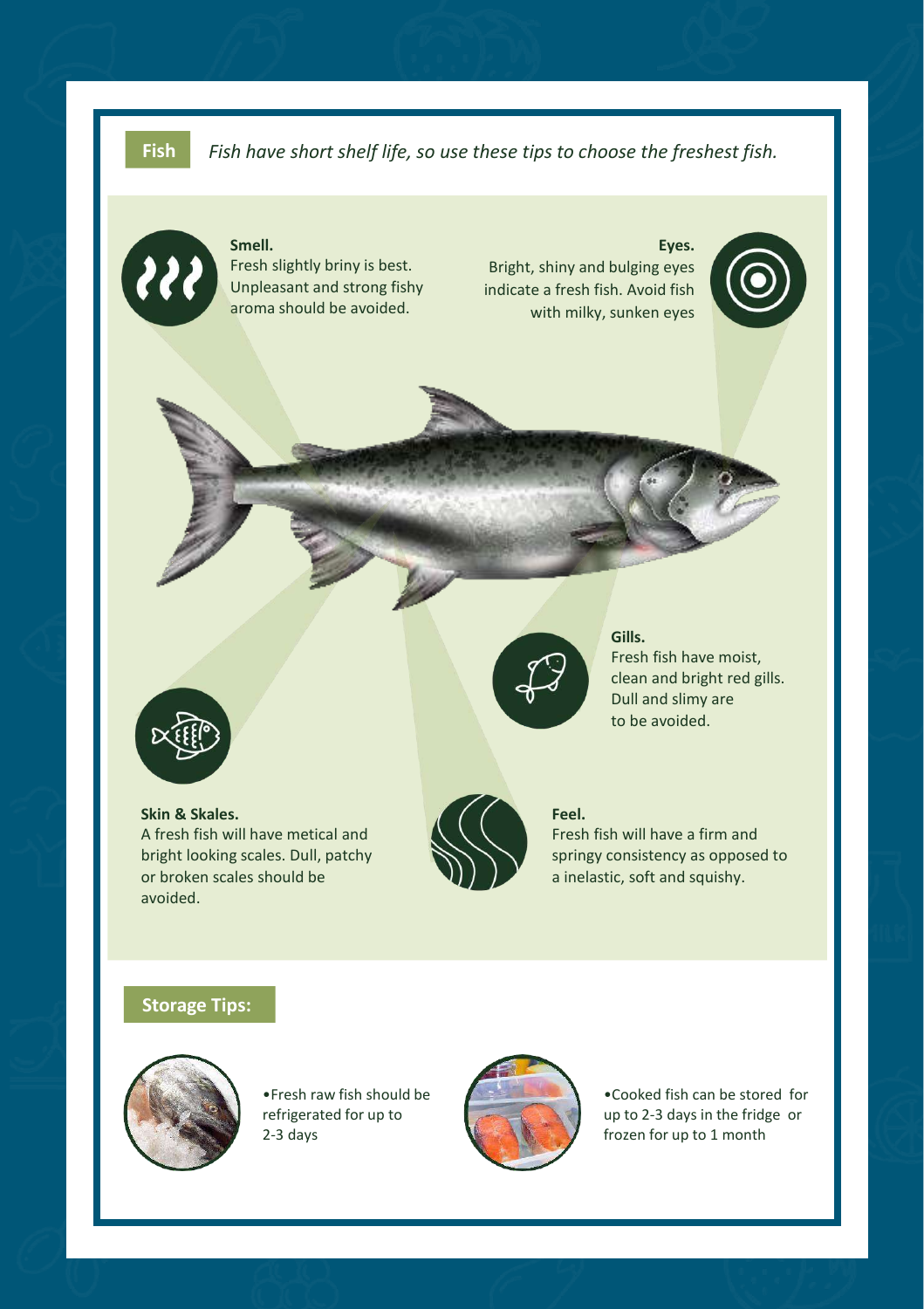**Fish** *Fish have short shelf life, so use these tips to choose the freshest fish.*

**Smell.**
Fresh slightly briny is best. Unpleasant and strong fishy aroma should be avoided.

**Eyes.**
Bright, shiny and bulging eyes indicate a fresh fish. Avoid fish with milky, sunken eyes

**Gills.**
Fresh fish have moist, clean and bright red gills. Dull and slimy are to be avoided.

**Skin & Skales.**
A fresh fish will have metical and bright looking scales. Dull, patchy or broken scales should be avoided.

**Feel.**
Fresh fish will have a firm and springy consistency as opposed to a inelastic, soft and squishy.

## Storage Tips:

- Fresh raw fish should be refrigerated for up to 2-3 days
- Cooked fish can be stored for up to 2-3 days in the fridge or frozen for up to 1 month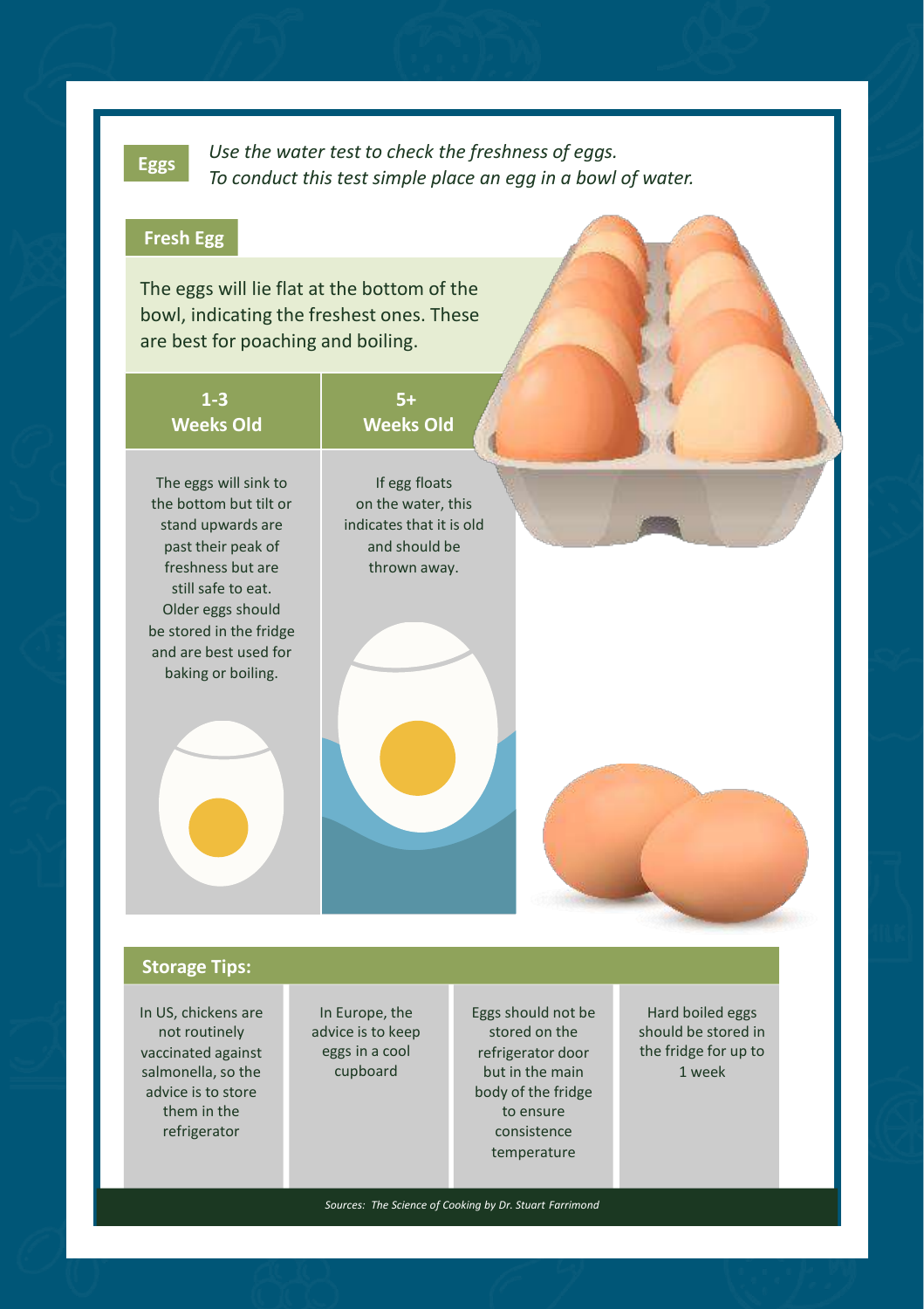## Eggs

*Use the water test to check the freshness of eggs.*
*To conduct this test simple place an egg in a bowl of water.*

### Fresh Egg

The eggs will lie flat at the bottom of the bowl, indicating the freshest ones. These are best for poaching and boiling.

| 1-3 Weeks Old | 5+ Weeks Old |
|---|---|
| The eggs will sink to the bottom but tilt or stand upwards are past their peak of freshness but are still safe to eat. Older eggs should be stored in the fridge and are best used for baking or boiling. | If egg floats on the water, this indicates that it is old and should be thrown away. |

### Storage Tips:

- In US, chickens are not routinely vaccinated against salmonella, so the advice is to store them in the refrigerator
- In Europe, the advice is to keep eggs in a cool cupboard
- Eggs should not be stored on the refrigerator door but in the main body of the fridge to ensure consistence temperature
- Hard boiled eggs should be stored in the fridge for up to 1 week

*Sources: The Science of Cooking by Dr. Stuart Farrimond*